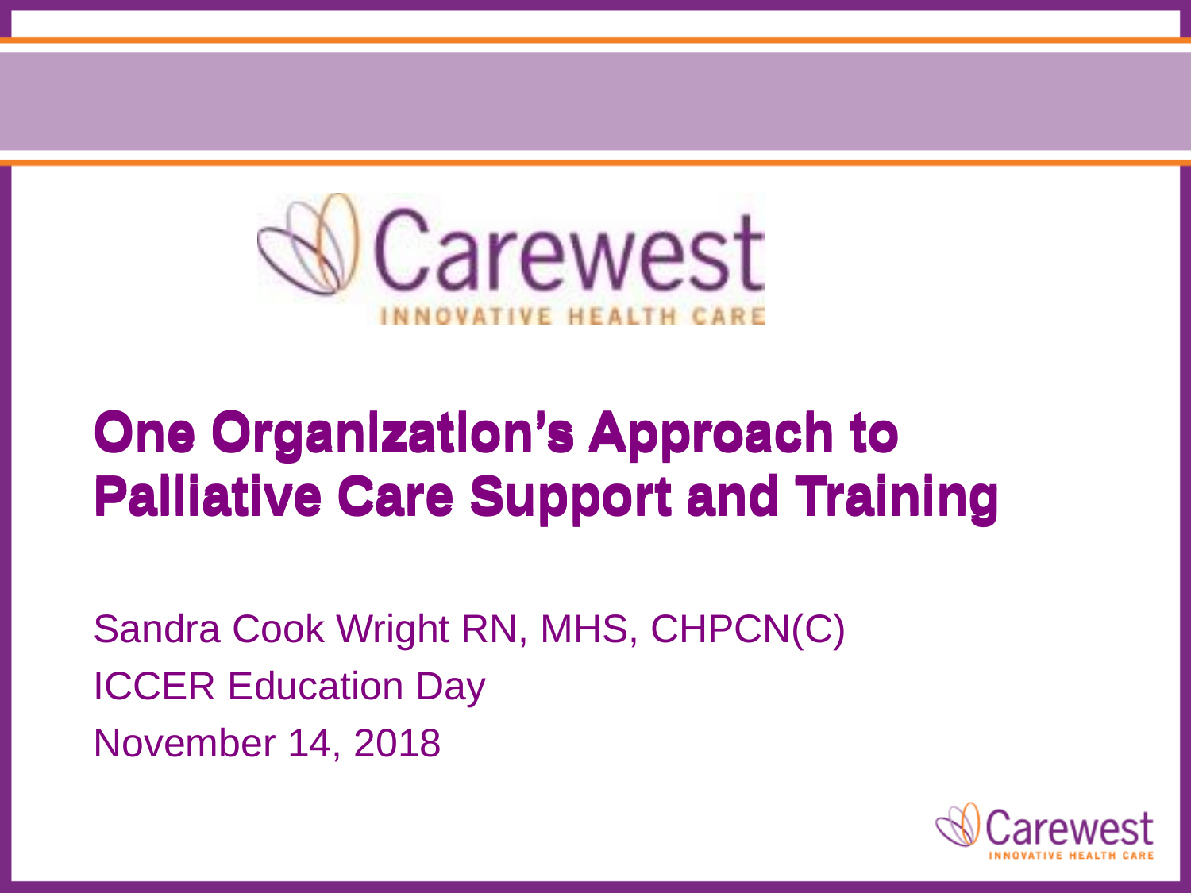Carewest

INNOVATIVE HEALTH CARE

# One Organization's Approach to Palliative Care Support and Training

Sandra Cook Wright RN, MHS, CHPCN(C)

ICCER Education Day

November 14, 2018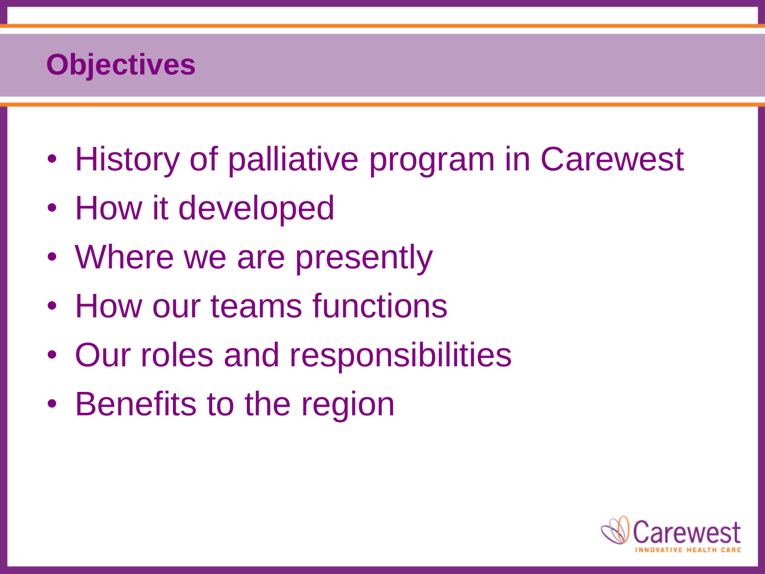# Objectives

- History of palliative program in Carewest
- How it developed
- Where we are presently
- How our teams functions
- Our roles and responsibilities
- Benefits to the region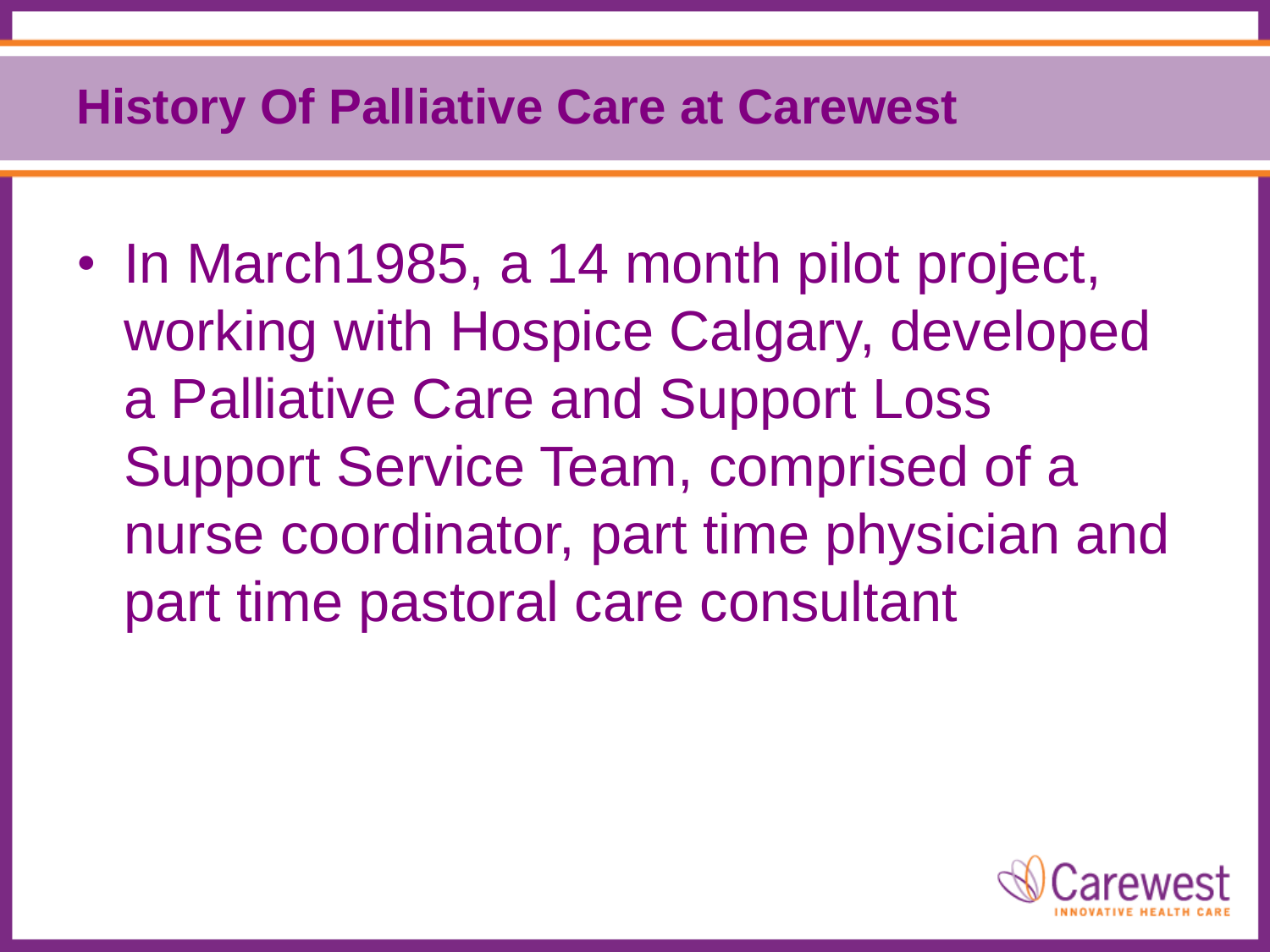## History Of Palliative Care at Carewest

- In March1985, a 14 month pilot project, working with Hospice Calgary, developed a Palliative Care and Support Loss Support Service Team, comprised of a nurse coordinator, part time physician and part time pastoral care consultant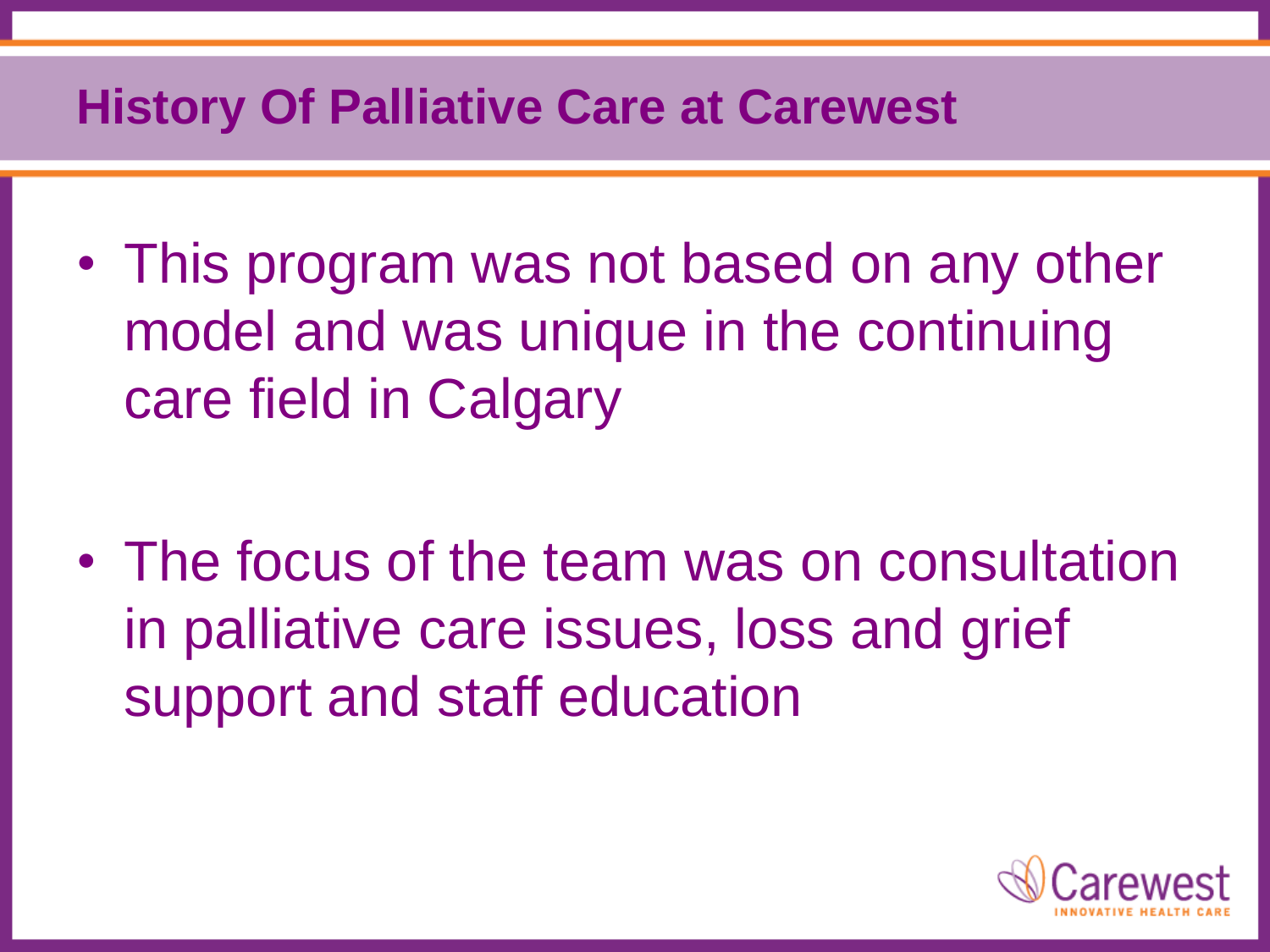## History Of Palliative Care at Carewest

- This program was not based on any other model and was unique in the continuing care field in Calgary

- The focus of the team was on consultation in palliative care issues, loss and grief support and staff education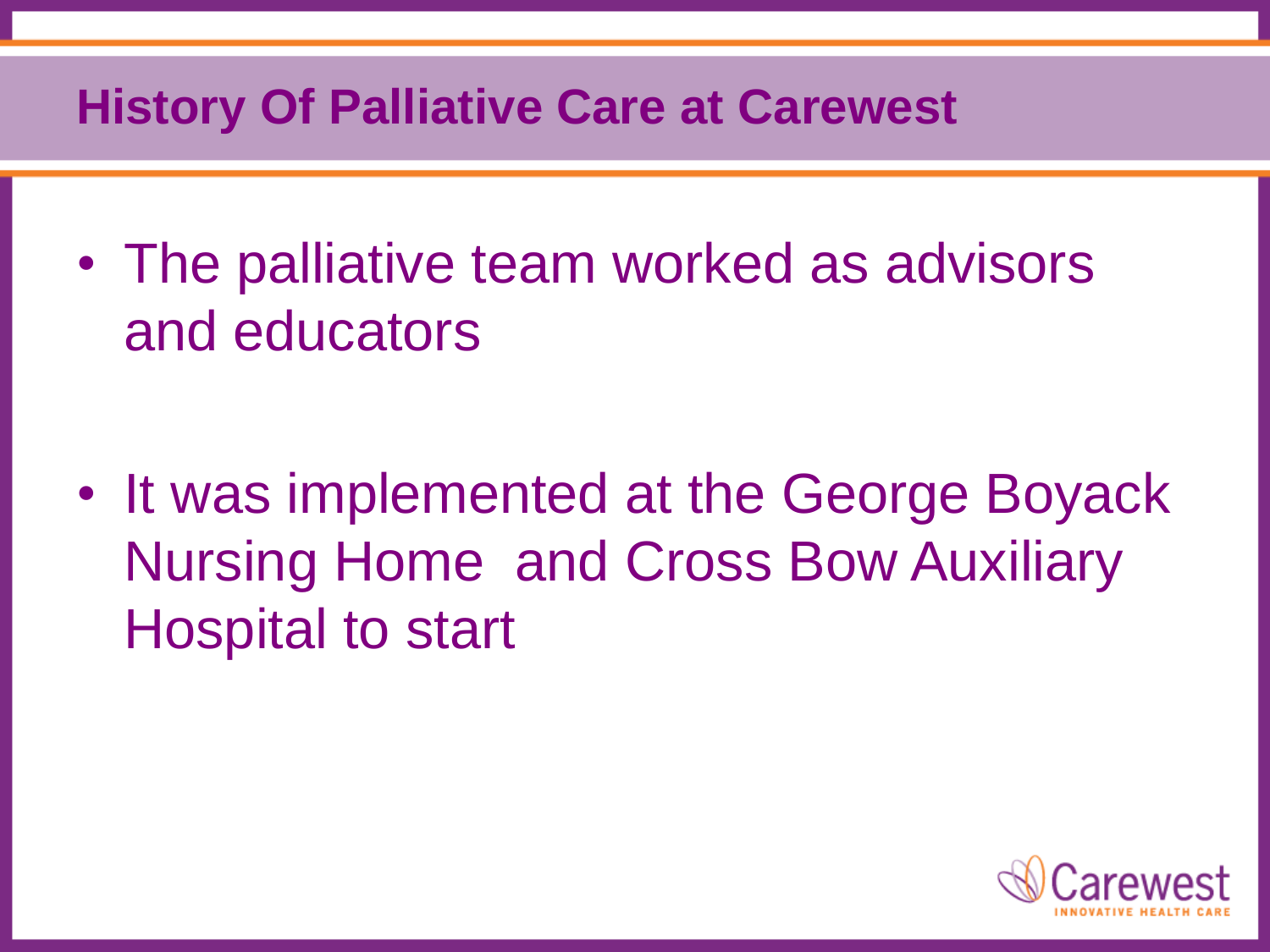## History Of Palliative Care at Carewest

- The palliative team worked as advisors and educators
- It was implemented at the George Boyack Nursing Home and Cross Bow Auxiliary Hospital to start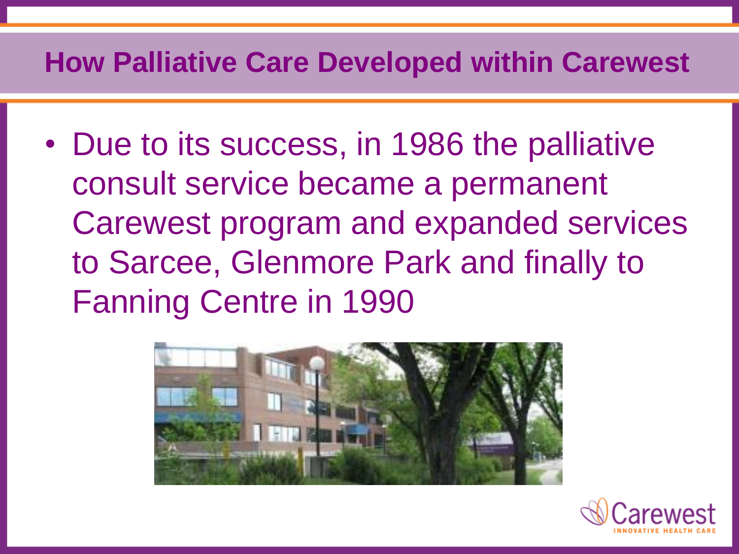## How Palliative Care Developed within Carewest

- Due to its success, in 1986 the palliative consult service became a permanent Carewest program and expanded services to Sarcee, Glenmore Park and finally to Fanning Centre in 1990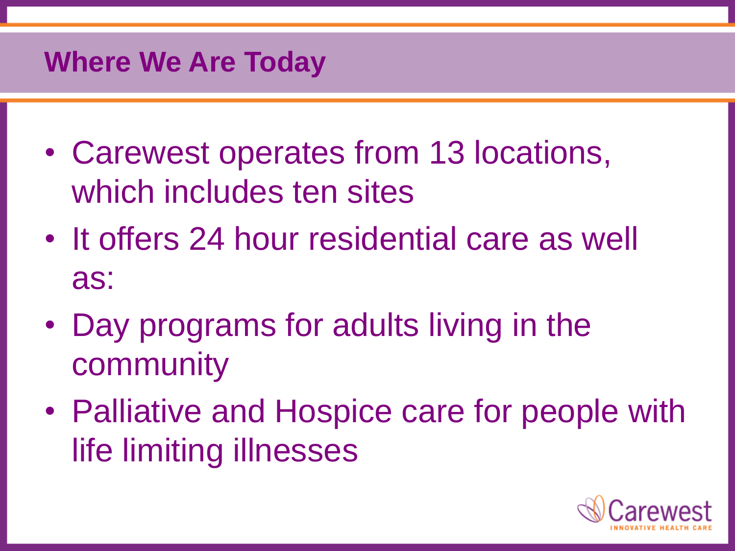## Where We Are Today

- Carewest operates from 13 locations, which includes ten sites
- It offers 24 hour residential care as well as:
- Day programs for adults living in the community
- Palliative and Hospice care for people with life limiting illnesses

Carewest
INNOVATIVE HEALTH CARE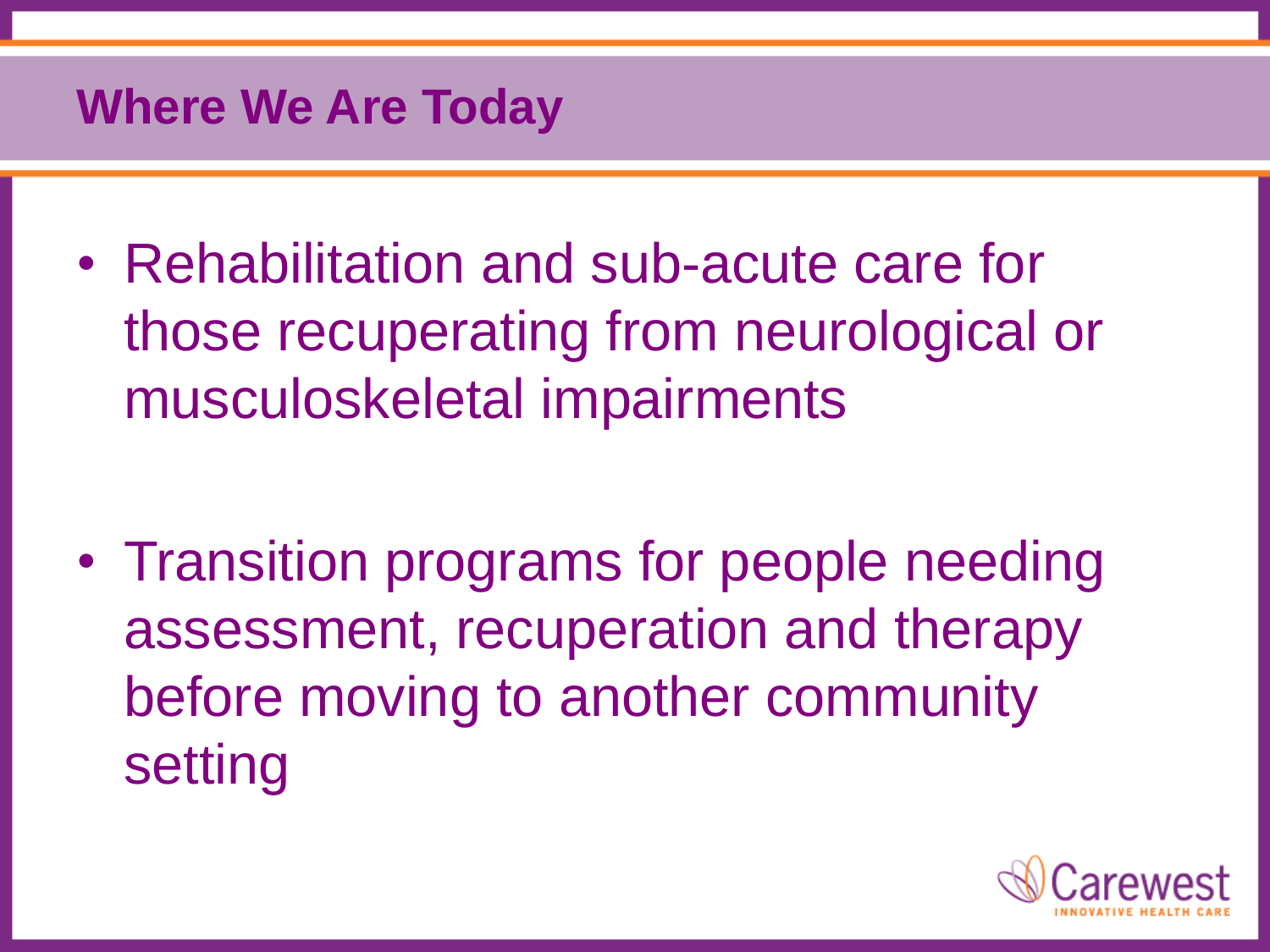## Where We Are Today

- Rehabilitation and sub-acute care for those recuperating from neurological or musculoskeletal impairments

- Transition programs for people needing assessment, recuperation and therapy before moving to another community setting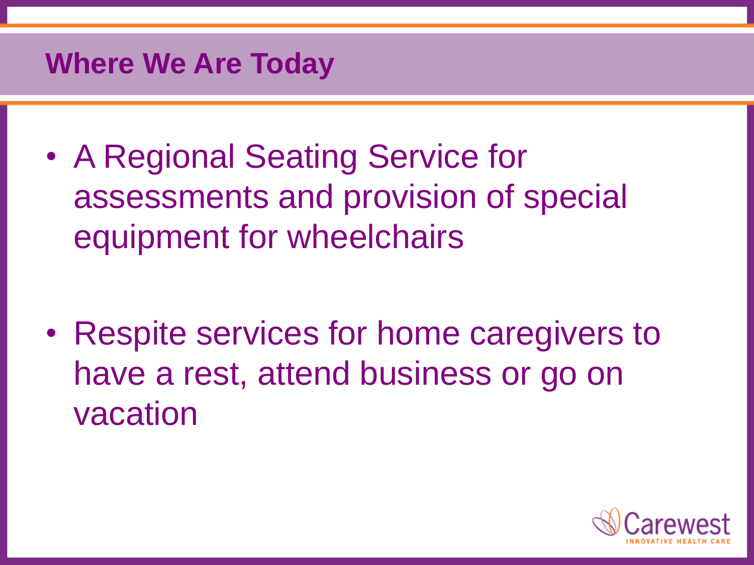## Where We Are Today

- A Regional Seating Service for assessments and provision of special equipment for wheelchairs

- Respite services for home caregivers to have a rest, attend business or go on vacation

Carewest
INNOVATIVE HEALTH CARE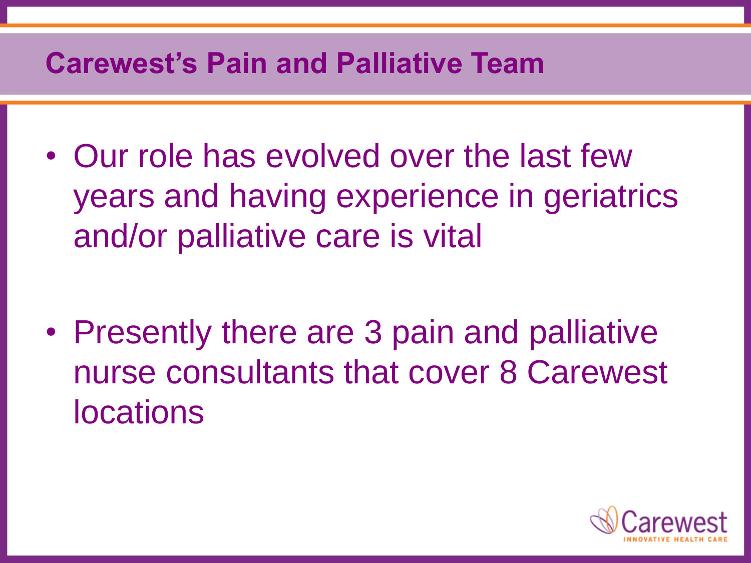# Carewest's Pain and Palliative Team

- Our role has evolved over the last few years and having experience in geriatrics and/or palliative care is vital

- Presently there are 3 pain and palliative nurse consultants that cover 8 Carewest locations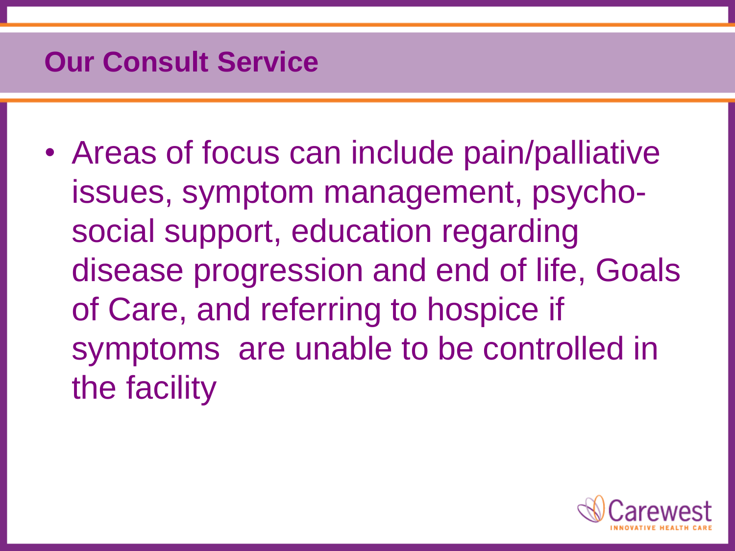# Our Consult Service

- Areas of focus can include pain/palliative issues, symptom management, psycho-social support, education regarding disease progression and end of life, Goals of Care, and referring to hospice if symptoms are unable to be controlled in the facility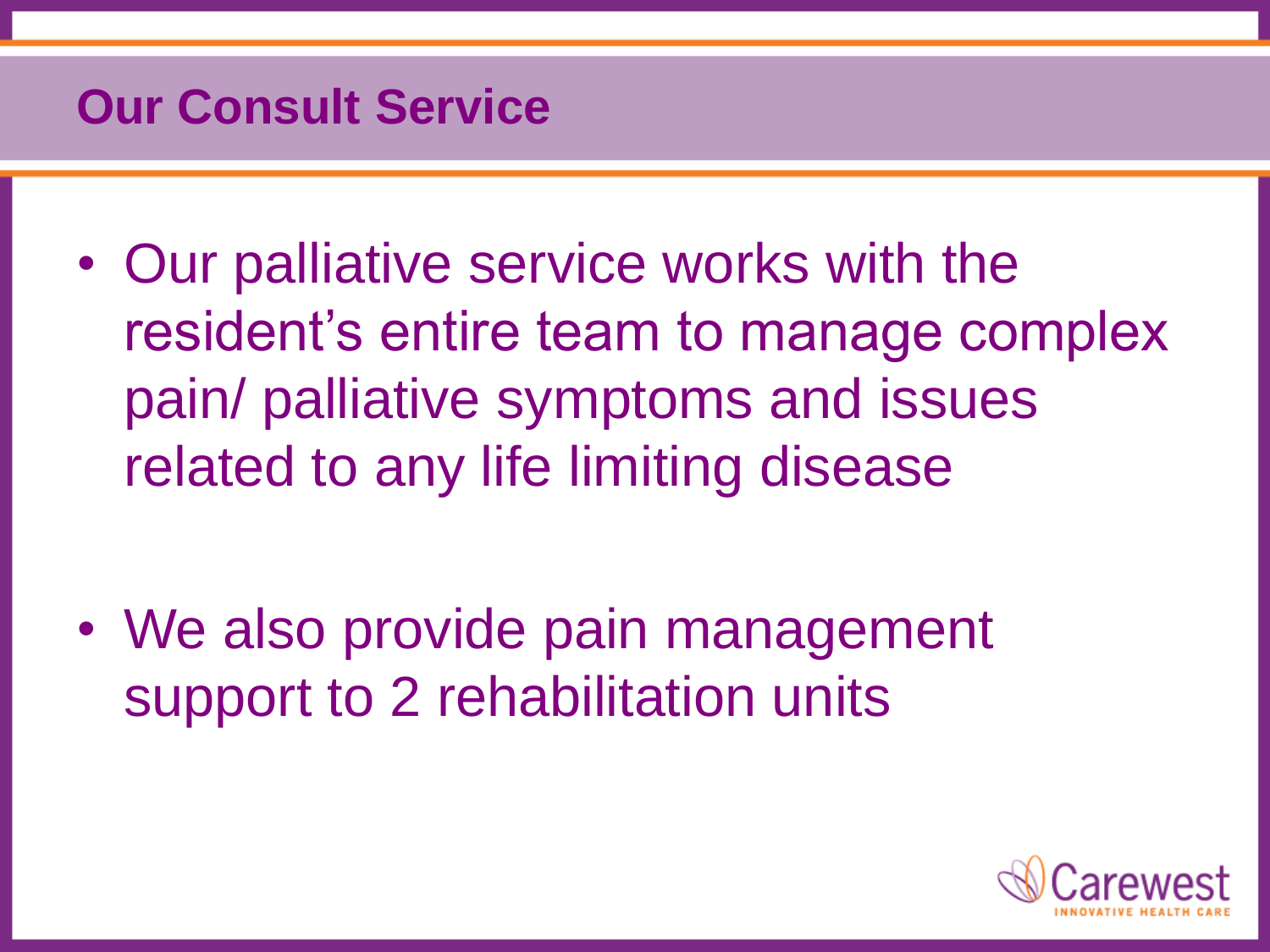## Our Consult Service

- Our palliative service works with the resident's entire team to manage complex pain/ palliative symptoms and issues related to any life limiting disease

- We also provide pain management support to 2 rehabilitation units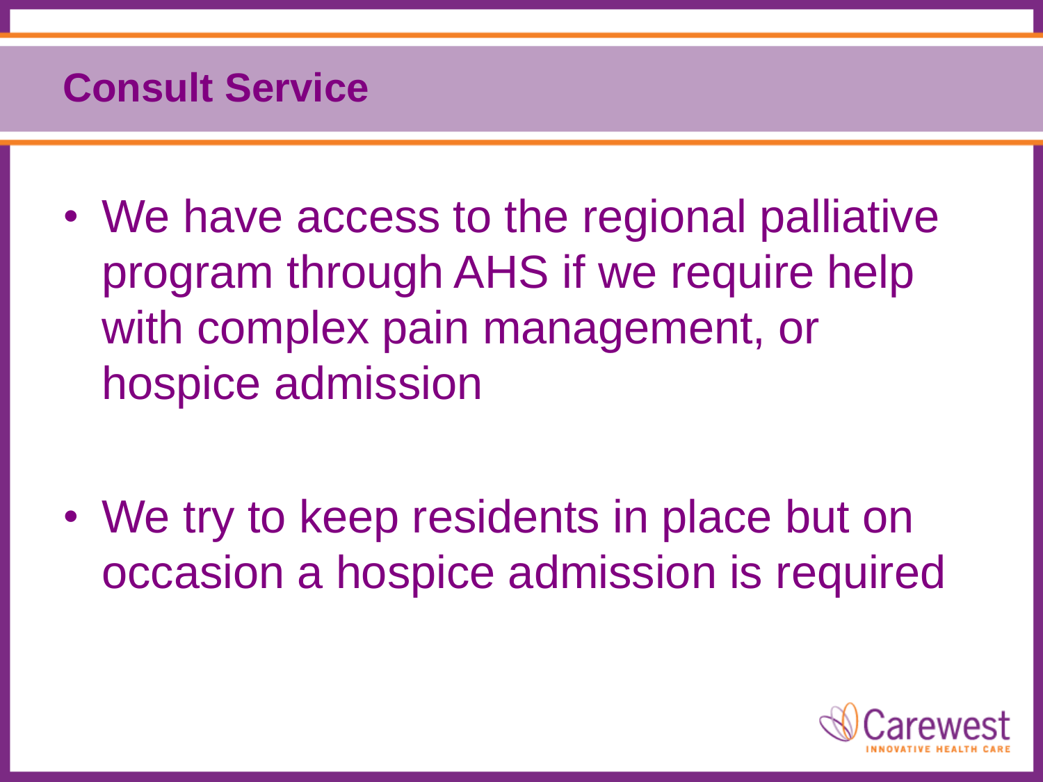# Consult Service

- We have access to the regional palliative program through AHS if we require help with complex pain management, or hospice admission

- We try to keep residents in place but on occasion a hospice admission is required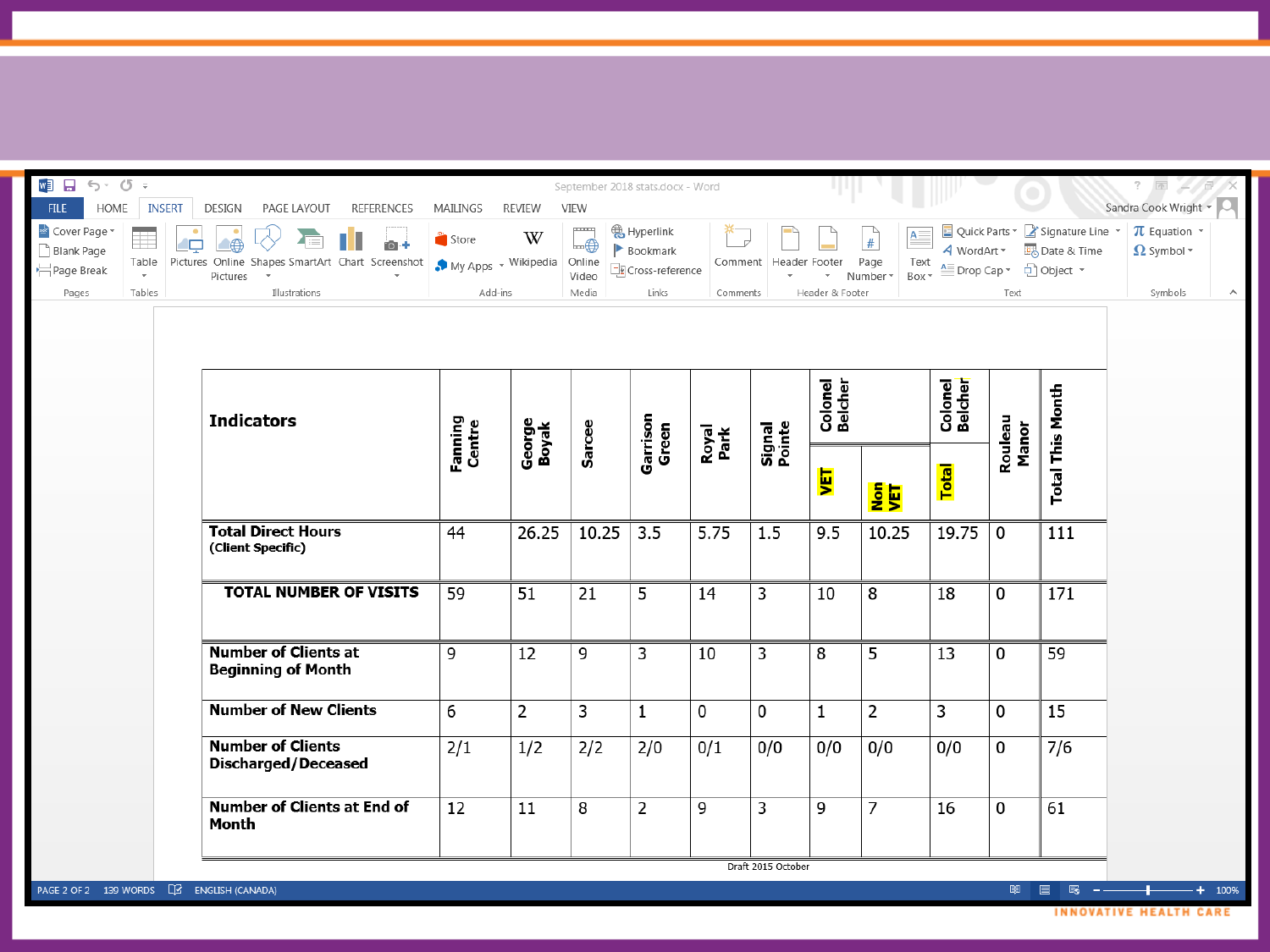| Indicators | Fanning Centre | George Boyak | Sarcee | Garrison Green | Royal Park | Signal Pointe | Colonel Belcher | | Colonel Belcher | Rouleau Manor | Total This Month |
|---|---|---|---|---|---|---|---|---|---|---|---|
| | | | | | | | VET | Non VET | Total | | |
| **Total Direct Hours** (Client Specific) | 44 | 26.25 | 10.25 | 3.5 | 5.75 | 1.5 | 9.5 | 10.25 | 19.75 | 0 | 111 |
| **TOTAL NUMBER OF VISITS** | 59 | 51 | 21 | 5 | 14 | 3 | 10 | 8 | 18 | 0 | 171 |
| **Number of Clients at Beginning of Month** | 9 | 12 | 9 | 3 | 10 | 3 | 8 | 5 | 13 | 0 | 59 |
| **Number of New Clients** | 6 | 2 | 3 | 1 | 0 | 0 | 1 | 2 | 3 | 0 | 15 |
| **Number of Clients Discharged/Deceased** | 2/1 | 1/2 | 2/2 | 2/0 | 0/1 | 0/0 | 0/0 | 0/0 | 0/0 | 0 | 7/6 |
| **Number of Clients at End of Month** | 12 | 11 | 8 | 2 | 9 | 3 | 9 | 7 | 16 | 0 | 61 |

Draft 2015 October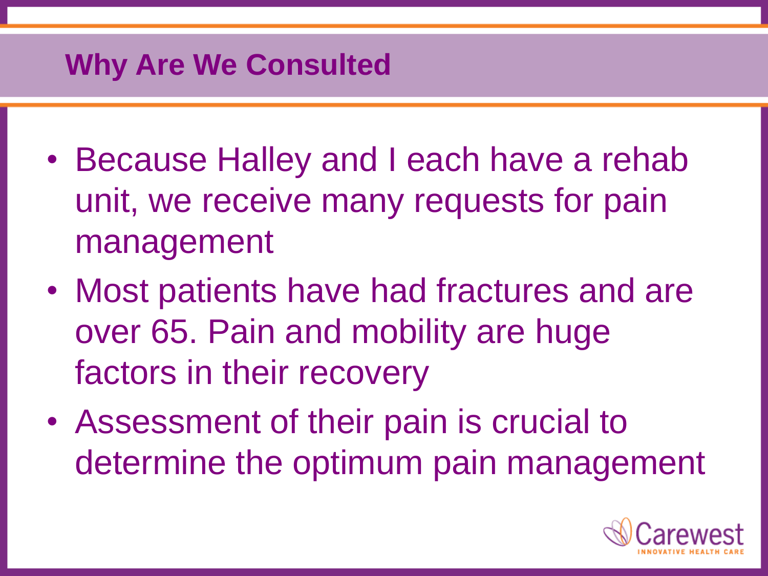## Why Are We Consulted

- Because Halley and I each have a rehab unit, we receive many requests for pain management
- Most patients have had fractures and are over 65. Pain and mobility are huge factors in their recovery
- Assessment of their pain is crucial to determine the optimum pain management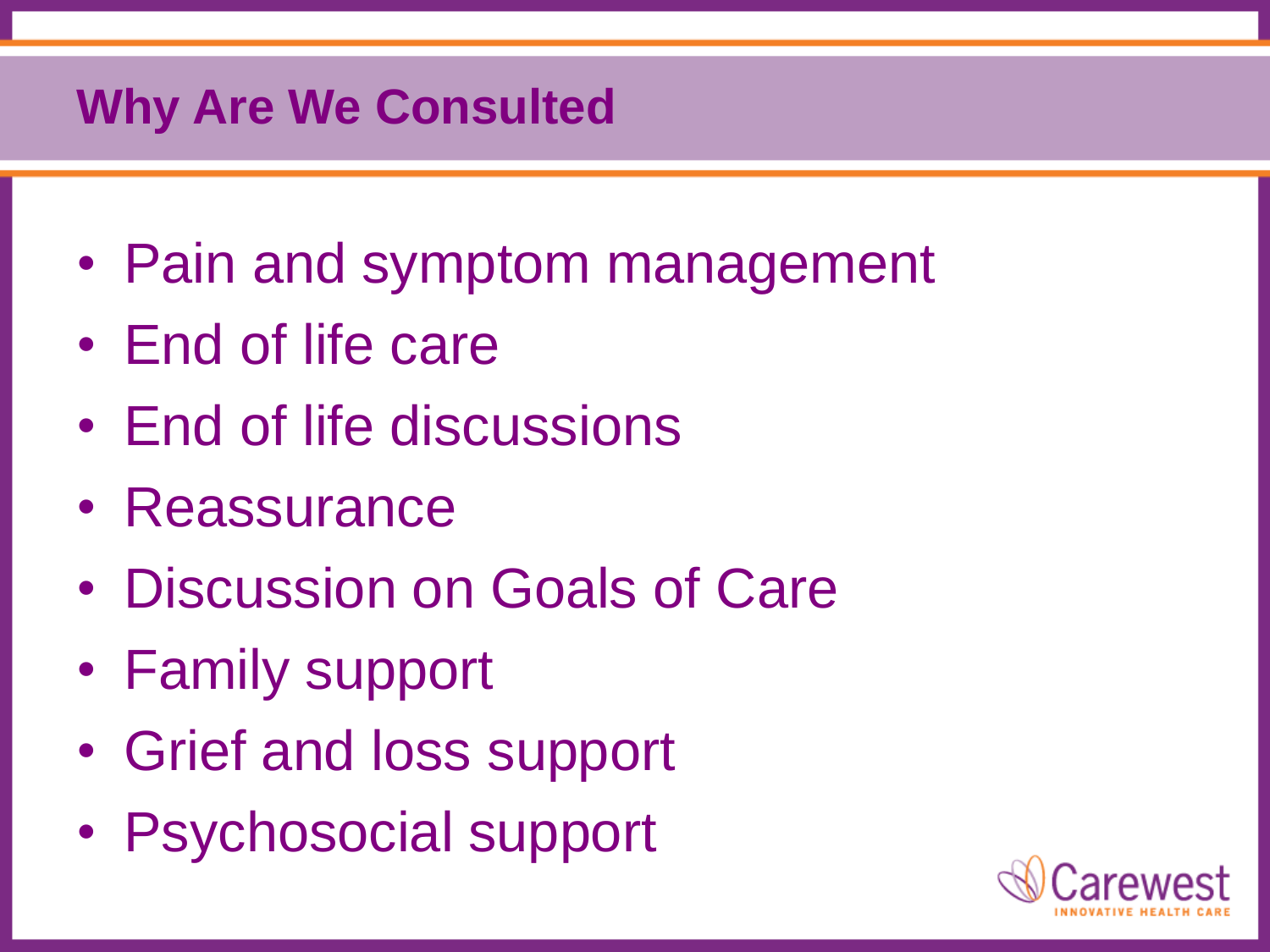## Why Are We Consulted

- Pain and symptom management
- End of life care
- End of life discussions
- Reassurance
- Discussion on Goals of Care
- Family support
- Grief and loss support
- Psychosocial support

Carewest
INNOVATIVE HEALTH CARE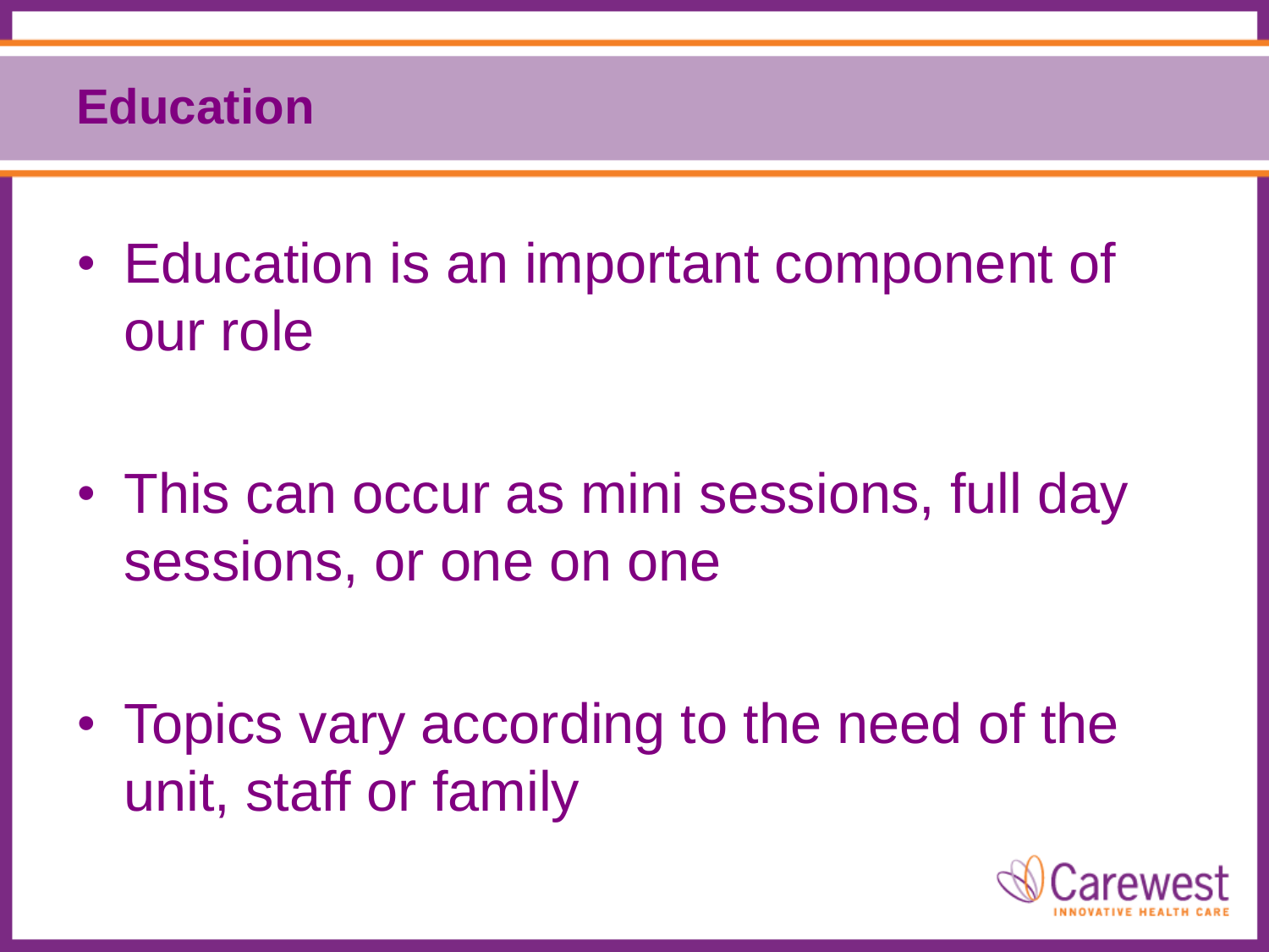# Education

- Education is an important component of our role
- This can occur as mini sessions, full day sessions, or one on one
- Topics vary according to the need of the unit, staff or family

Carewest
INNOVATIVE HEALTH CARE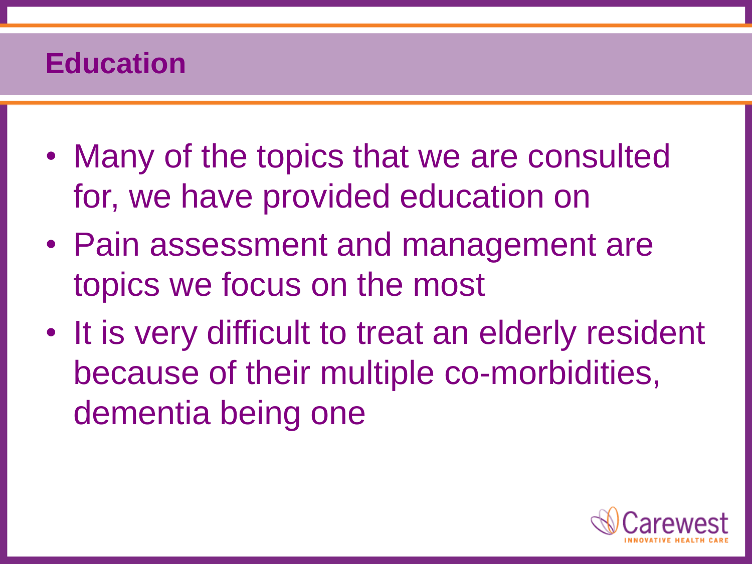# Education

- Many of the topics that we are consulted for, we have provided education on
- Pain assessment and management are topics we focus on the most
- It is very difficult to treat an elderly resident because of their multiple co-morbidities, dementia being one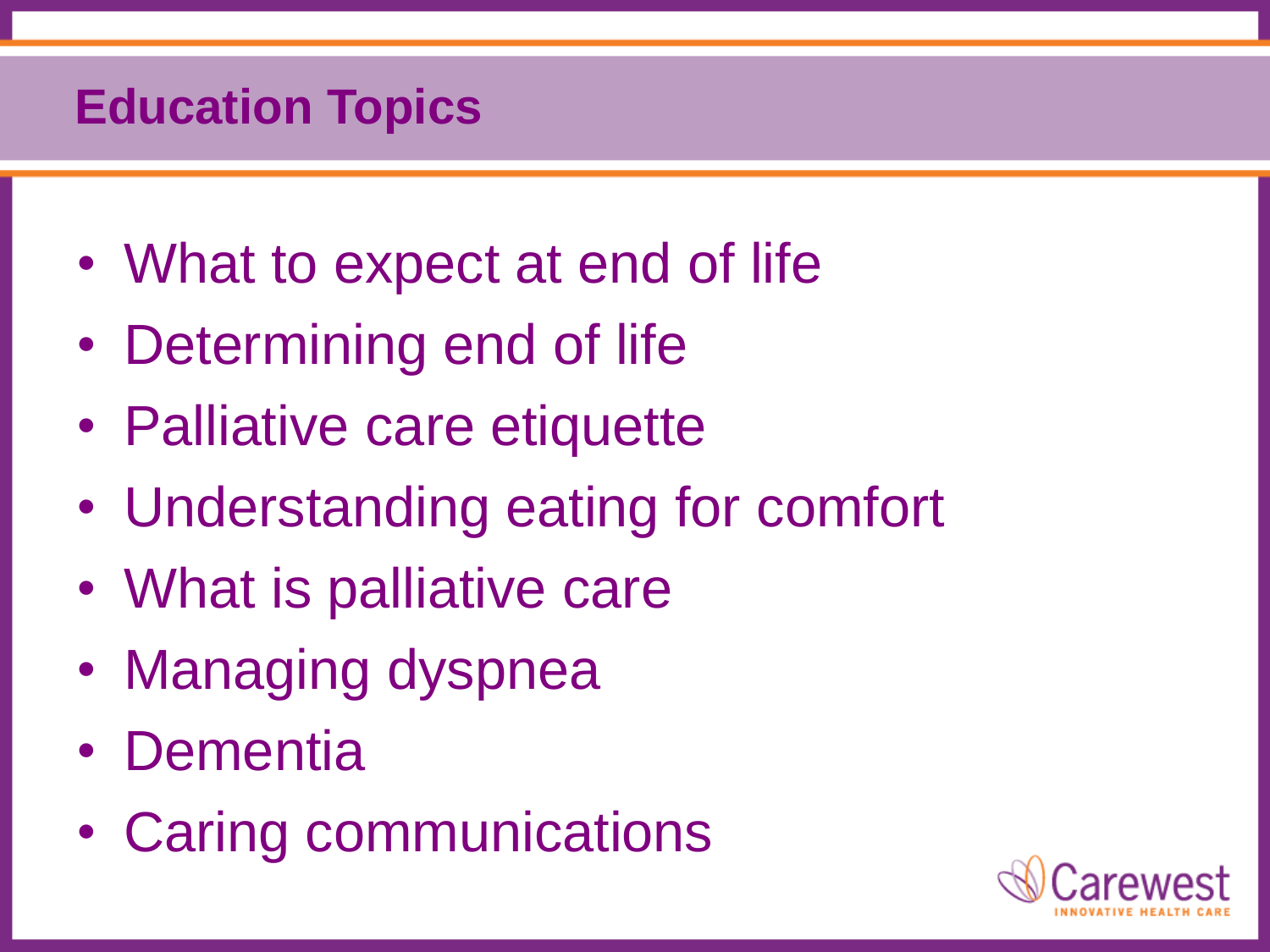## Education Topics

- What to expect at end of life
- Determining end of life
- Palliative care etiquette
- Understanding eating for comfort
- What is palliative care
- Managing dyspnea
- Dementia
- Caring communications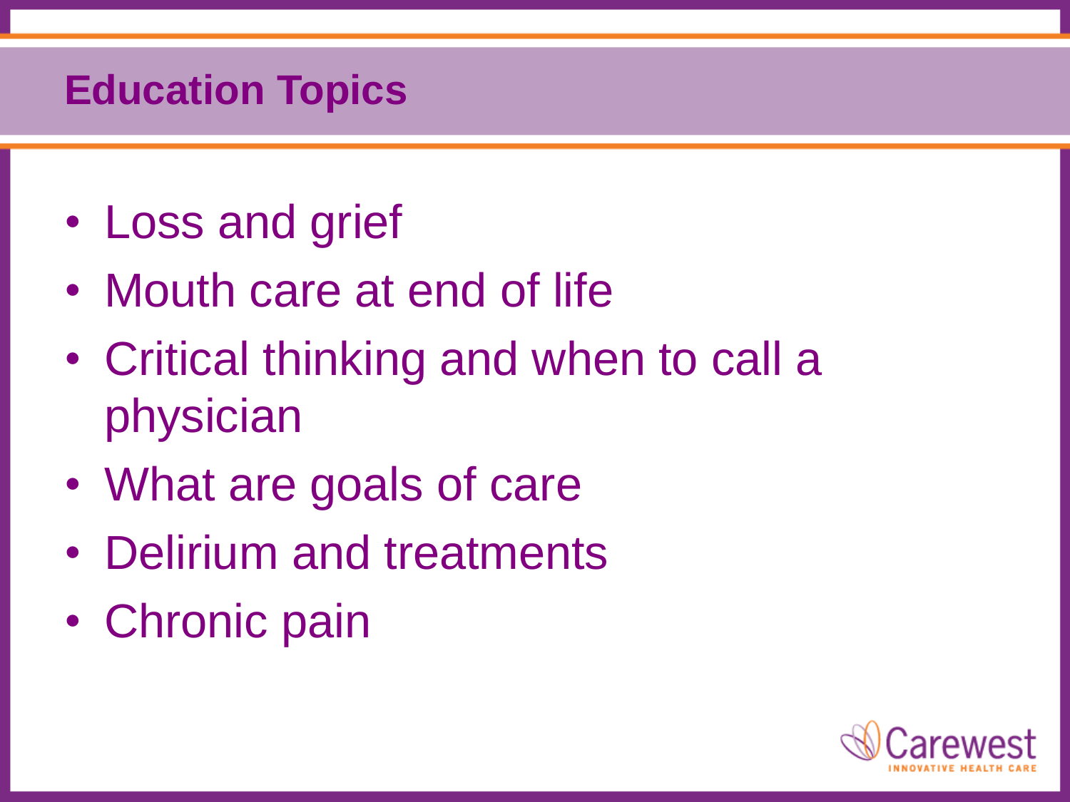## Education Topics

- Loss and grief
- Mouth care at end of life
- Critical thinking and when to call a physician
- What are goals of care
- Delirium and treatments
- Chronic pain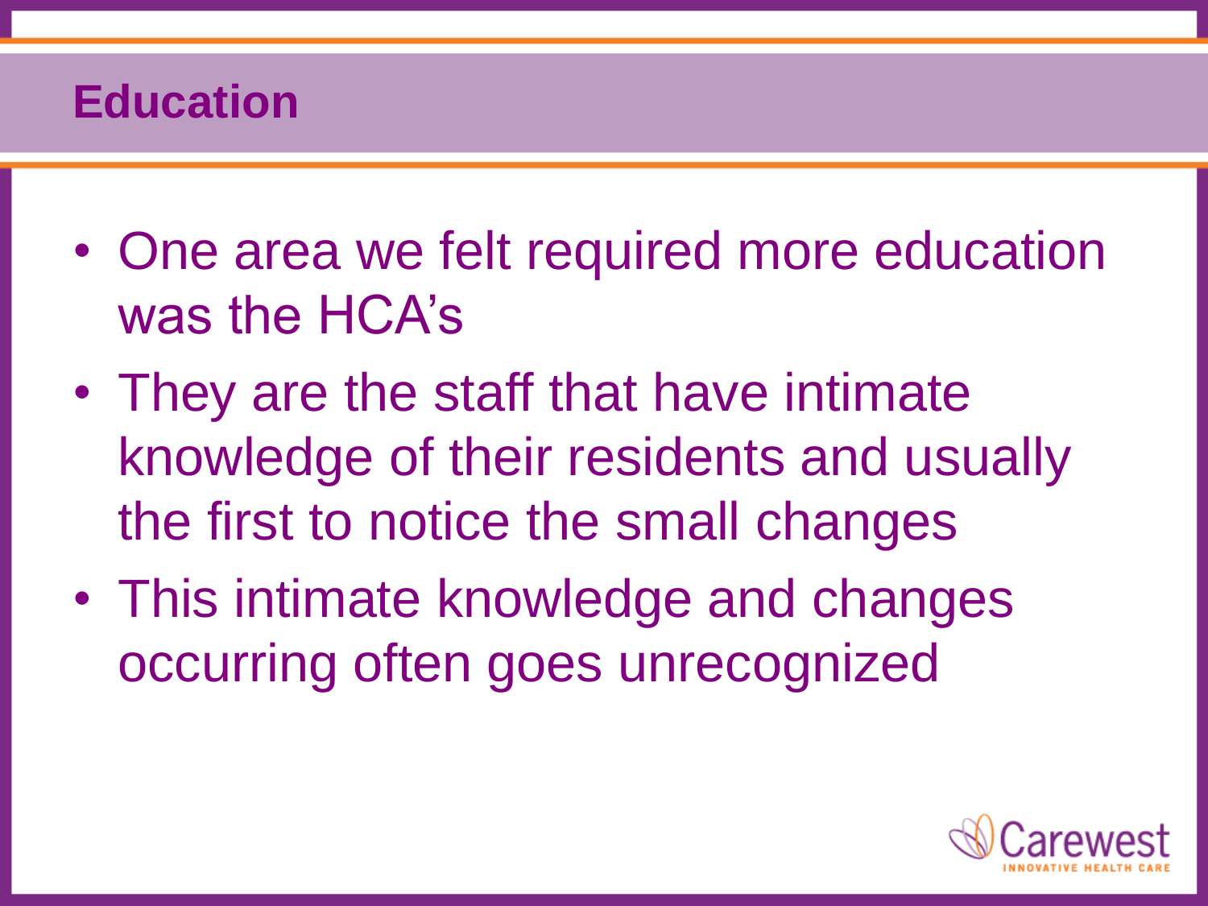# Education

- One area we felt required more education was the HCA's
- They are the staff that have intimate knowledge of their residents and usually the first to notice the small changes
- This intimate knowledge and changes occurring often goes unrecognized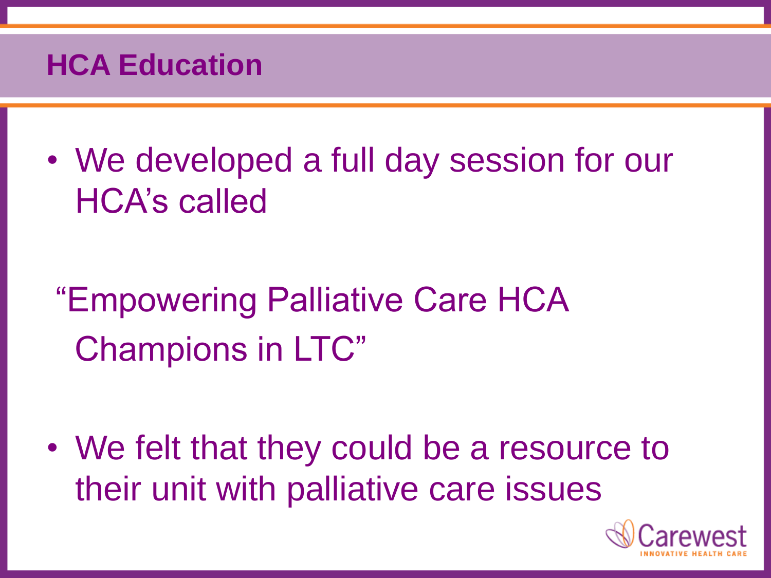## HCA Education

- We developed a full day session for our HCA's called

"Empowering Palliative Care HCA Champions in LTC"

- We felt that they could be a resource to their unit with palliative care issues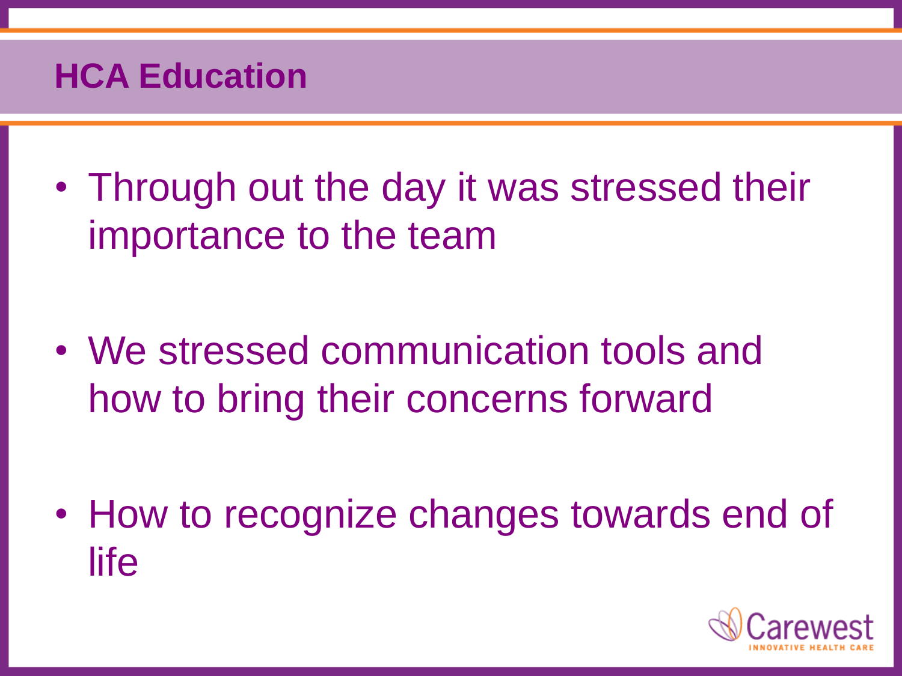# HCA Education

- Through out the day it was stressed their importance to the team
- We stressed communication tools and how to bring their concerns forward
- How to recognize changes towards end of life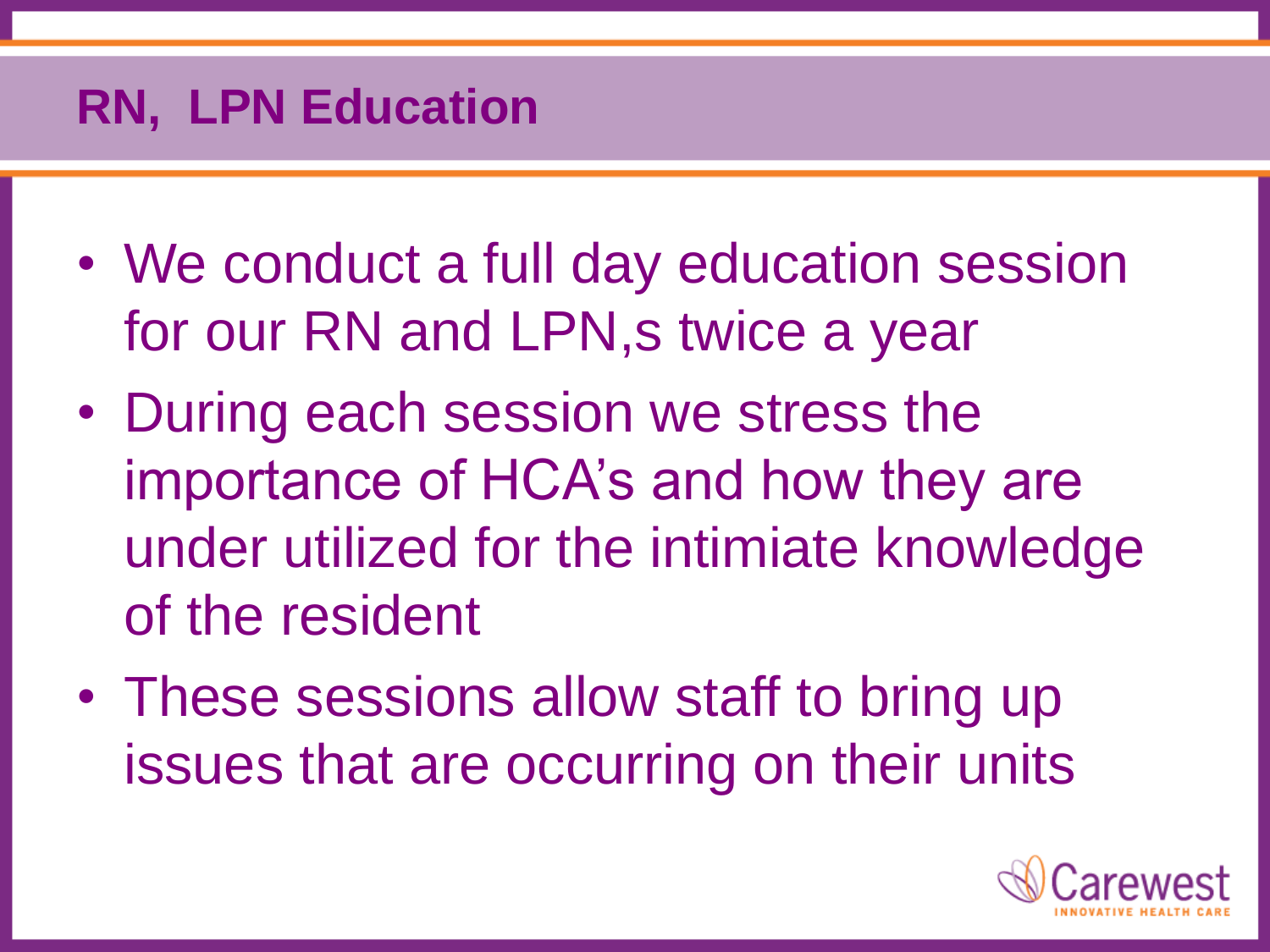# RN, LPN Education

- We conduct a full day education session for our RN and LPN,s twice a year
- During each session we stress the importance of HCA's and how they are under utilized for the intimiate knowledge of the resident
- These sessions allow staff to bring up issues that are occurring on their units

Carewest
INNOVATIVE HEALTH CARE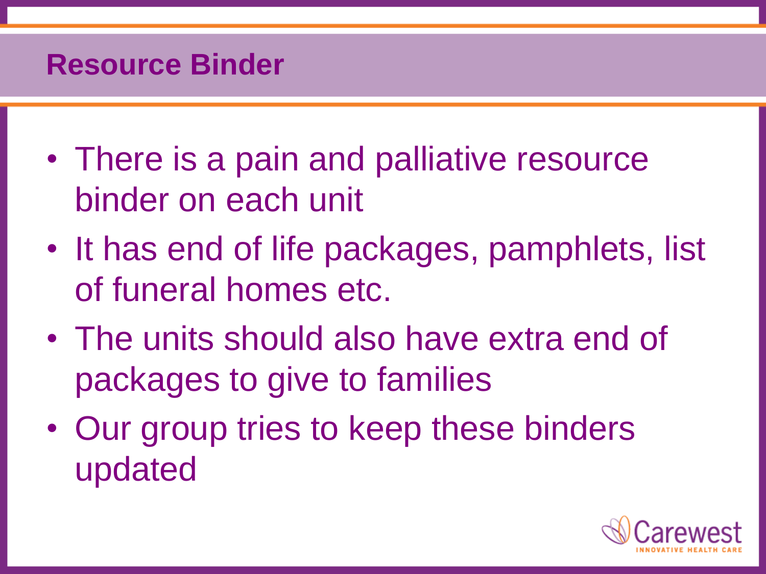## Resource Binder

- There is a pain and palliative resource binder on each unit
- It has end of life packages, pamphlets, list of funeral homes etc.
- The units should also have extra end of packages to give to families
- Our group tries to keep these binders updated

Carewest
INNOVATIVE HEALTH CARE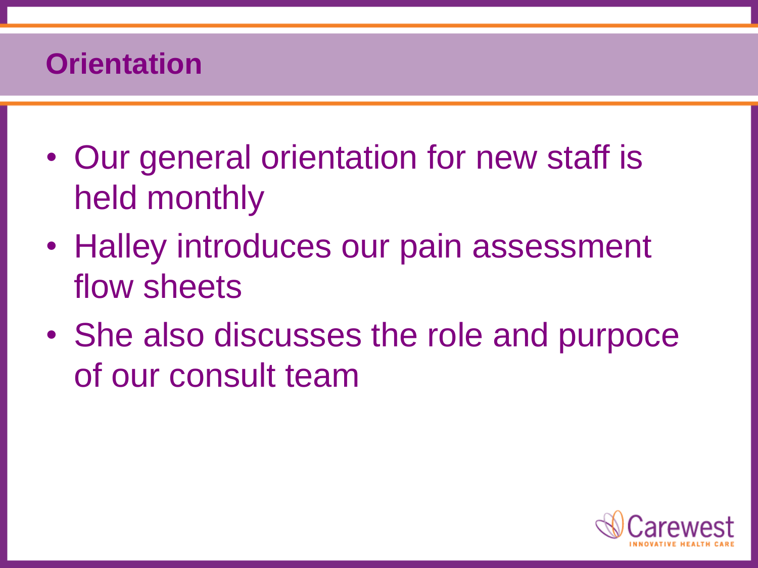## Orientation

- Our general orientation for new staff is held monthly
- Halley introduces our pain assessment flow sheets
- She also discusses the role and purpoce of our consult team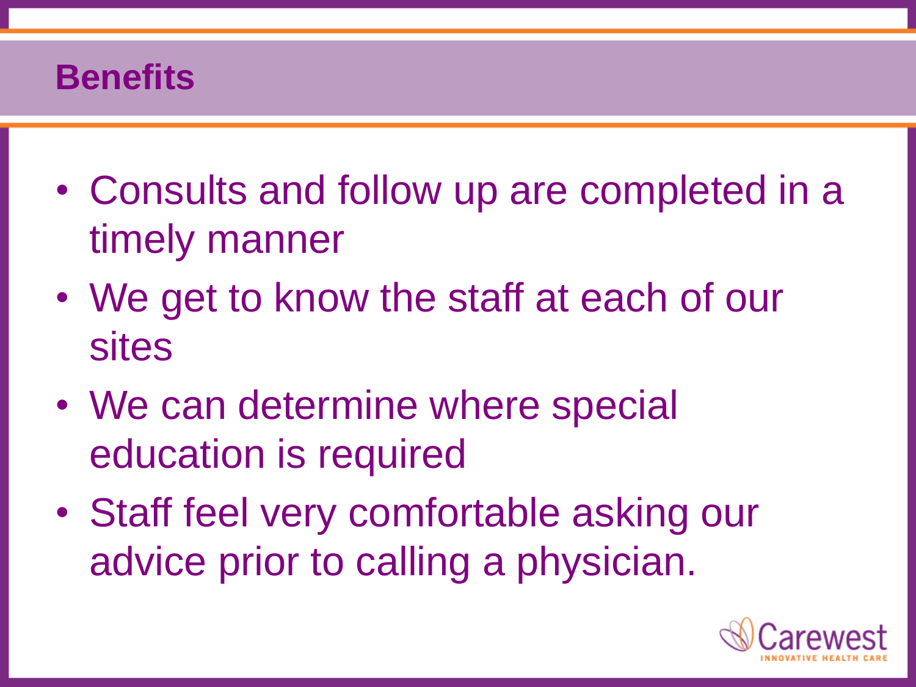## Benefits

- Consults and follow up are completed in a timely manner
- We get to know the staff at each of our sites
- We can determine where special education is required
- Staff feel very comfortable asking our advice prior to calling a physician.

Carewest
INNOVATIVE HEALTH CARE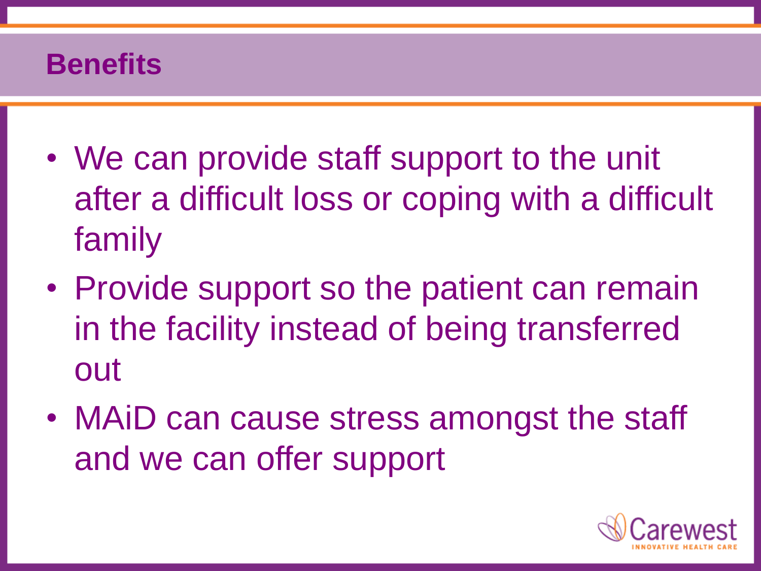# Benefits

- We can provide staff support to the unit after a difficult loss or coping with a difficult family
- Provide support so the patient can remain in the facility instead of being transferred out
- MAiD can cause stress amongst the staff and we can offer support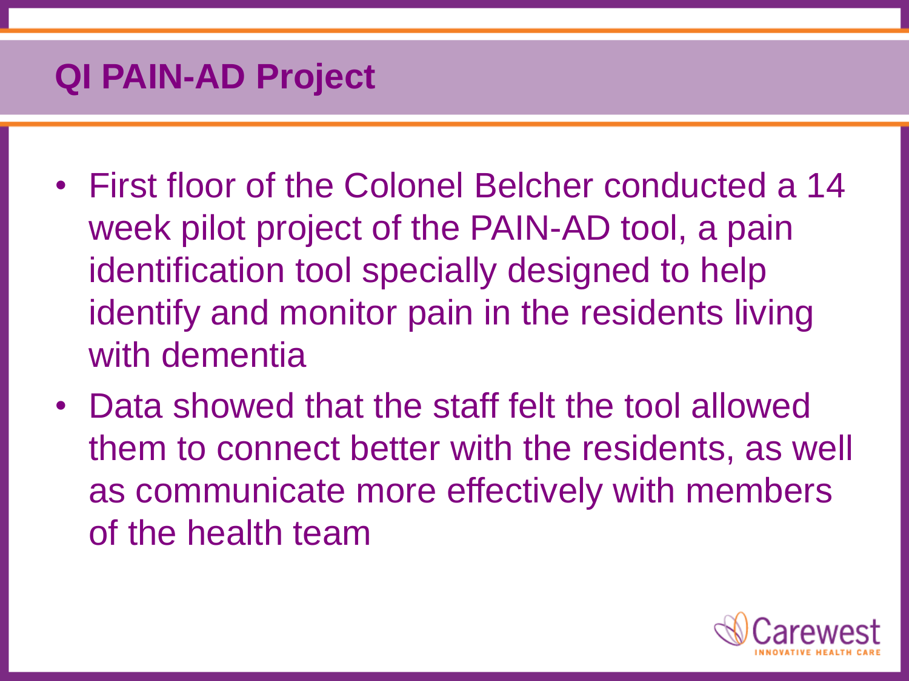# QI PAIN-AD Project

- First floor of the Colonel Belcher conducted a 14 week pilot project of the PAIN-AD tool, a pain identification tool specially designed to help identify and monitor pain in the residents living with dementia
- Data showed that the staff felt the tool allowed them to connect better with the residents, as well as communicate more effectively with members of the health team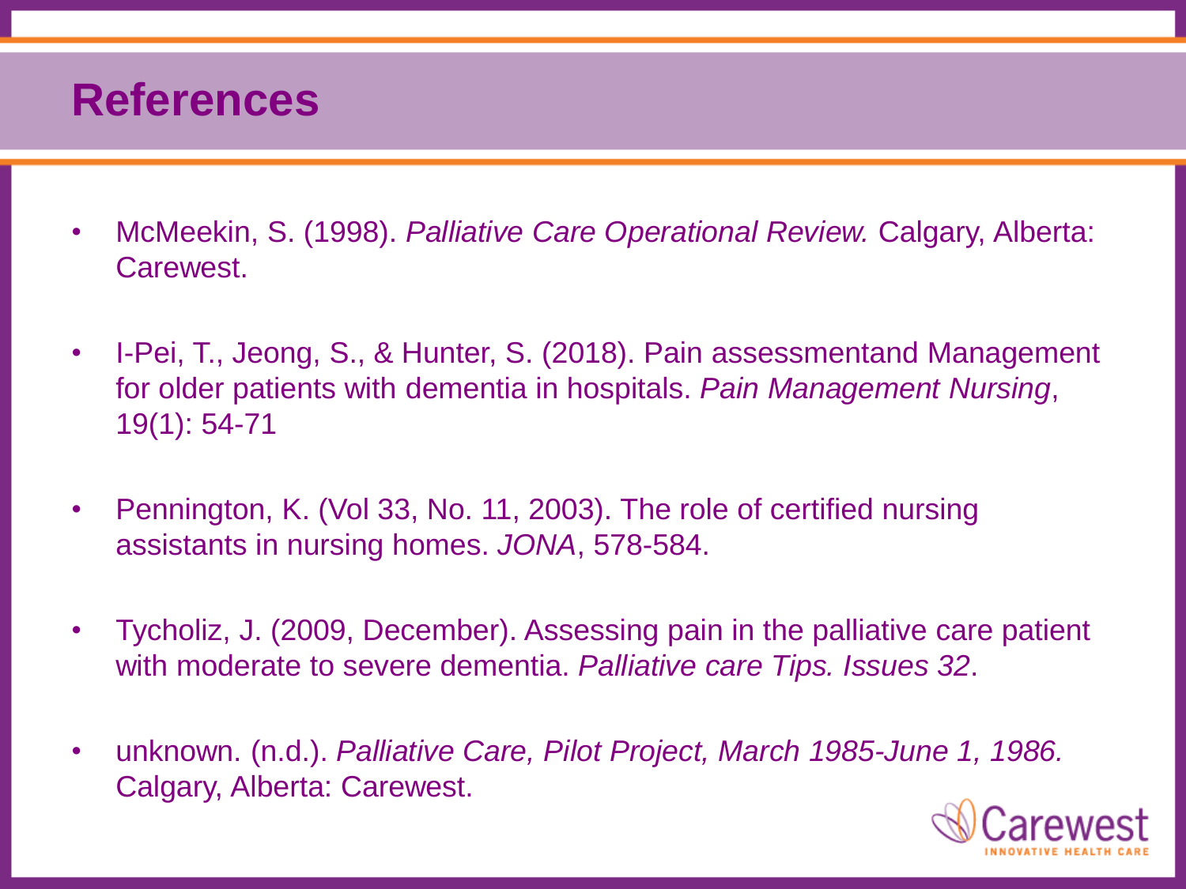# References

- McMeekin, S. (1998). *Palliative Care Operational Review.* Calgary, Alberta: Carewest.
- I-Pei, T., Jeong, S., & Hunter, S. (2018). Pain assessmentand Management for older patients with dementia in hospitals. *Pain Management Nursing*, 19(1): 54-71
- Pennington, K. (Vol 33, No. 11, 2003). The role of certified nursing assistants in nursing homes. *JONA*, 578-584.
- Tycholiz, J. (2009, December). Assessing pain in the palliative care patient with moderate to severe dementia. *Palliative care Tips. Issues 32*.
- unknown. (n.d.). *Palliative Care, Pilot Project, March 1985-June 1, 1986.* Calgary, Alberta: Carewest.